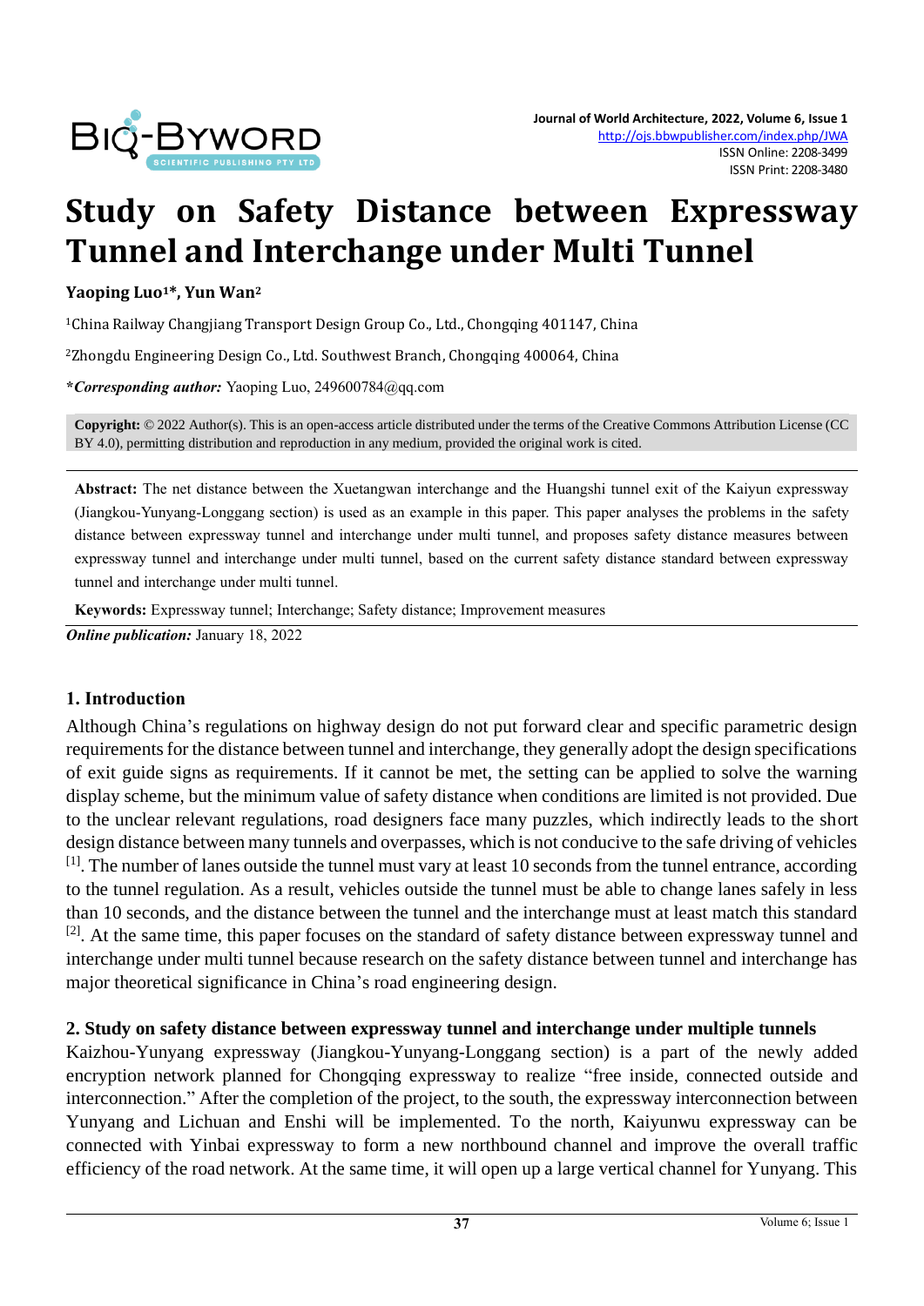# Study on Safety Distance between Expressway Tunnel and Interchange under Multi Tunnel

**Yaoping Luo[1]*, Yun Wan[2]**

[1]China Railway Changjiang Transport Design Group Co., Ltd., Chongqing 401147, China

[2]Zhongdu Engineering Design Co., Ltd. Southwest Branch, Chongqing 400064, China

***Corresponding author:*** Yaoping Luo, 249600784@qq.com

**Copyright:** © 2022 Author(s). This is an open-access article distributed under the terms of the Creative Commons Attribution License (CC BY 4.0), permitting distribution and reproduction in any medium, provided the original work is cited.

**Abstract:** The net distance between the Xuetangwan interchange and the Huangshi tunnel exit of the Kaiyun expressway (Jiangkou-Yunyang-Longgang section) is used as an example in this paper. This paper analyses the problems in the safety distance between expressway tunnel and interchange under multi tunnel, and proposes safety distance measures between expressway tunnel and interchange under multi tunnel, based on the current safety distance standard between expressway tunnel and interchange under multi tunnel.

**Keywords:** Expressway tunnel; Interchange; Safety distance; Improvement measures

***Online publication:*** January 18, 2022

## 1. Introduction

Although China's regulations on highway design do not put forward clear and specific parametric design requirements for the distance between tunnel and interchange, they generally adopt the design specifications of exit guide signs as requirements. If it cannot be met, the setting can be applied to solve the warning display scheme, but the minimum value of safety distance when conditions are limited is not provided. Due to the unclear relevant regulations, road designers face many puzzles, which indirectly leads to the short design distance between many tunnels and overpasses, which is not conducive to the safe driving of vehicles [1]. The number of lanes outside the tunnel must vary at least 10 seconds from the tunnel entrance, according to the tunnel regulation. As a result, vehicles outside the tunnel must be able to change lanes safely in less than 10 seconds, and the distance between the tunnel and the interchange must at least match this standard [2]. At the same time, this paper focuses on the standard of safety distance between expressway tunnel and interchange under multi tunnel because research on the safety distance between tunnel and interchange has major theoretical significance in China's road engineering design.

## 2. Study on safety distance between expressway tunnel and interchange under multiple tunnels

Kaizhou-Yunyang expressway (Jiangkou-Yunyang-Longgang section) is a part of the newly added encryption network planned for Chongqing expressway to realize "free inside, connected outside and interconnection." After the completion of the project, to the south, the expressway interconnection between Yunyang and Lichuan and Enshi will be implemented. To the north, Kaiyunwu expressway can be connected with Yinbai expressway to form a new northbound channel and improve the overall traffic efficiency of the road network. At the same time, it will open up a large vertical channel for Yunyang. This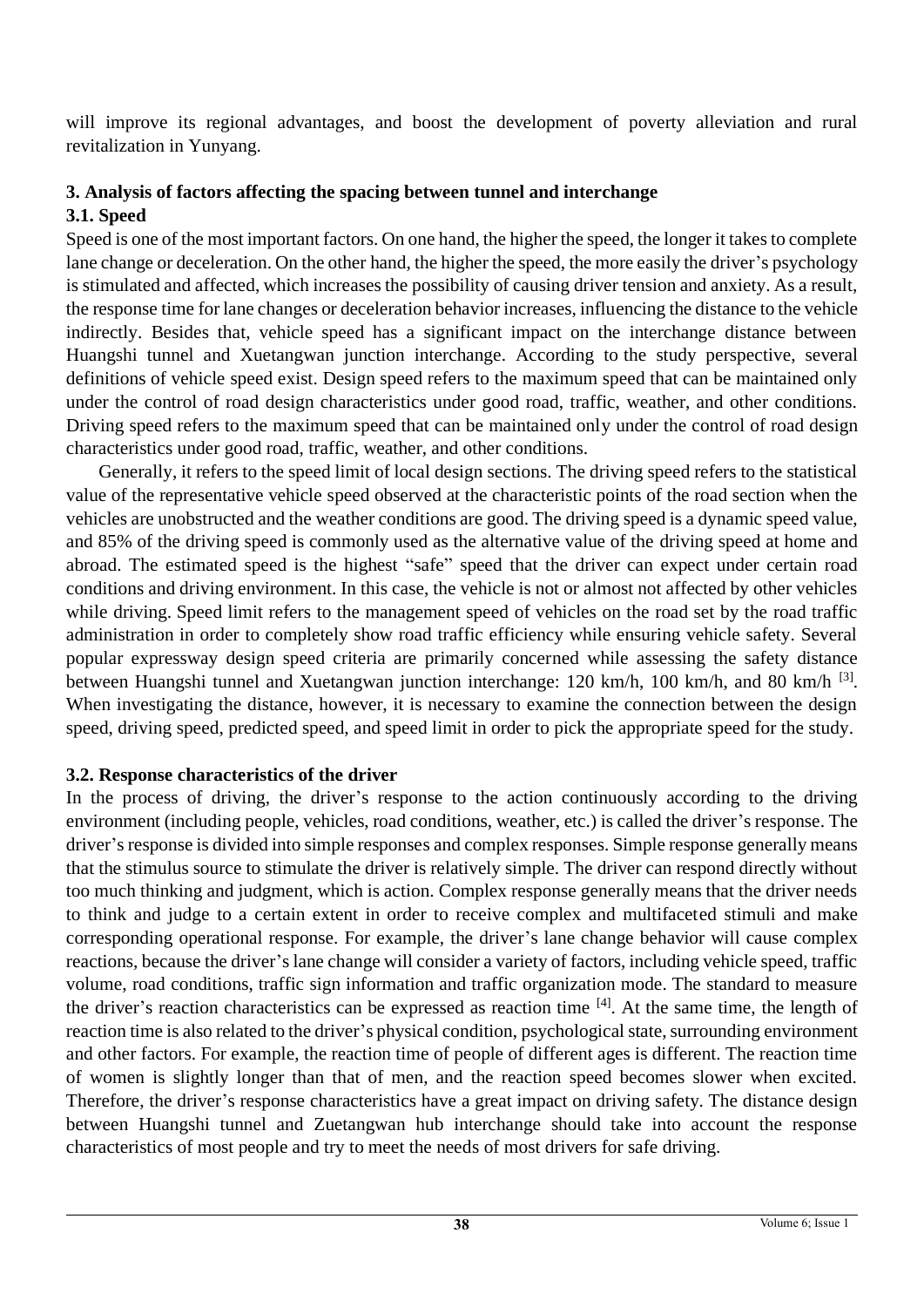will improve its regional advantages, and boost the development of poverty alleviation and rural revitalization in Yunyang.

## 3. Analysis of factors affecting the spacing between tunnel and interchange

### 3.1. Speed

Speed is one of the most important factors. On one hand, the higher the speed, the longer it takes to complete lane change or deceleration. On the other hand, the higher the speed, the more easily the driver's psychology is stimulated and affected, which increases the possibility of causing driver tension and anxiety. As a result, the response time for lane changes or deceleration behavior increases, influencing the distance to the vehicle indirectly. Besides that, vehicle speed has a significant impact on the interchange distance between Huangshi tunnel and Xuetangwan junction interchange. According to the study perspective, several definitions of vehicle speed exist. Design speed refers to the maximum speed that can be maintained only under the control of road design characteristics under good road, traffic, weather, and other conditions. Driving speed refers to the maximum speed that can be maintained only under the control of road design characteristics under good road, traffic, weather, and other conditions.

Generally, it refers to the speed limit of local design sections. The driving speed refers to the statistical value of the representative vehicle speed observed at the characteristic points of the road section when the vehicles are unobstructed and the weather conditions are good. The driving speed is a dynamic speed value, and 85% of the driving speed is commonly used as the alternative value of the driving speed at home and abroad. The estimated speed is the highest "safe" speed that the driver can expect under certain road conditions and driving environment. In this case, the vehicle is not or almost not affected by other vehicles while driving. Speed limit refers to the management speed of vehicles on the road set by the road traffic administration in order to completely show road traffic efficiency while ensuring vehicle safety. Several popular expressway design speed criteria are primarily concerned while assessing the safety distance between Huangshi tunnel and Xuetangwan junction interchange: 120 km/h, 100 km/h, and 80 km/h [3]. When investigating the distance, however, it is necessary to examine the connection between the design speed, driving speed, predicted speed, and speed limit in order to pick the appropriate speed for the study.

### 3.2. Response characteristics of the driver

In the process of driving, the driver's response to the action continuously according to the driving environment (including people, vehicles, road conditions, weather, etc.) is called the driver's response. The driver's response is divided into simple responses and complex responses. Simple response generally means that the stimulus source to stimulate the driver is relatively simple. The driver can respond directly without too much thinking and judgment, which is action. Complex response generally means that the driver needs to think and judge to a certain extent in order to receive complex and multifaceted stimuli and make corresponding operational response. For example, the driver's lane change behavior will cause complex reactions, because the driver's lane change will consider a variety of factors, including vehicle speed, traffic volume, road conditions, traffic sign information and traffic organization mode. The standard to measure the driver's reaction characteristics can be expressed as reaction time [4]. At the same time, the length of reaction time is also related to the driver's physical condition, psychological state, surrounding environment and other factors. For example, the reaction time of people of different ages is different. The reaction time of women is slightly longer than that of men, and the reaction speed becomes slower when excited. Therefore, the driver's response characteristics have a great impact on driving safety. The distance design between Huangshi tunnel and Zuetangwan hub interchange should take into account the response characteristics of most people and try to meet the needs of most drivers for safe driving.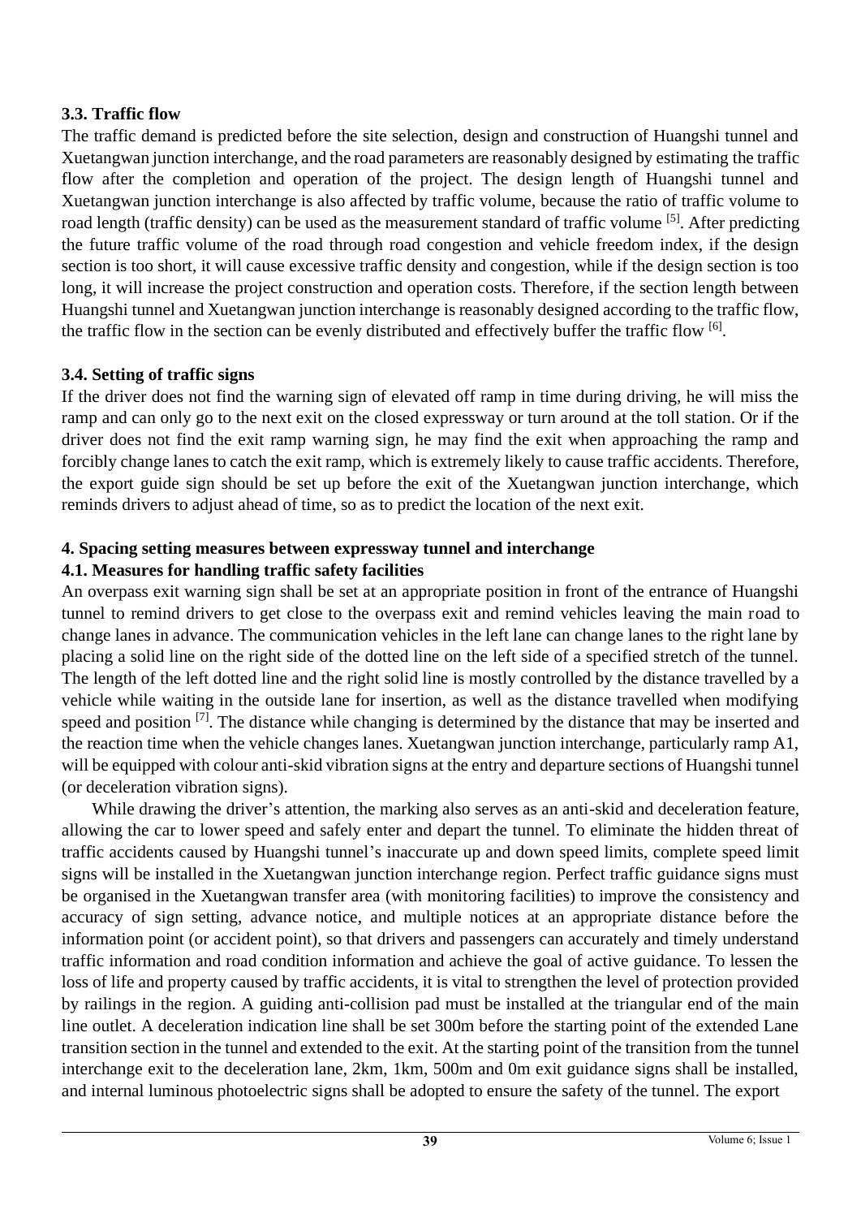### 3.3. Traffic flow

The traffic demand is predicted before the site selection, design and construction of Huangshi tunnel and Xuetangwan junction interchange, and the road parameters are reasonably designed by estimating the traffic flow after the completion and operation of the project. The design length of Huangshi tunnel and Xuetangwan junction interchange is also affected by traffic volume, because the ratio of traffic volume to road length (traffic density) can be used as the measurement standard of traffic volume [5]. After predicting the future traffic volume of the road through road congestion and vehicle freedom index, if the design section is too short, it will cause excessive traffic density and congestion, while if the design section is too long, it will increase the project construction and operation costs. Therefore, if the section length between Huangshi tunnel and Xuetangwan junction interchange is reasonably designed according to the traffic flow, the traffic flow in the section can be evenly distributed and effectively buffer the traffic flow [6].

### 3.4. Setting of traffic signs

If the driver does not find the warning sign of elevated off ramp in time during driving, he will miss the ramp and can only go to the next exit on the closed expressway or turn around at the toll station. Or if the driver does not find the exit ramp warning sign, he may find the exit when approaching the ramp and forcibly change lanes to catch the exit ramp, which is extremely likely to cause traffic accidents. Therefore, the export guide sign should be set up before the exit of the Xuetangwan junction interchange, which reminds drivers to adjust ahead of time, so as to predict the location of the next exit.

## 4. Spacing setting measures between expressway tunnel and interchange

### 4.1. Measures for handling traffic safety facilities

An overpass exit warning sign shall be set at an appropriate position in front of the entrance of Huangshi tunnel to remind drivers to get close to the overpass exit and remind vehicles leaving the main road to change lanes in advance. The communication vehicles in the left lane can change lanes to the right lane by placing a solid line on the right side of the dotted line on the left side of a specified stretch of the tunnel. The length of the left dotted line and the right solid line is mostly controlled by the distance travelled by a vehicle while waiting in the outside lane for insertion, as well as the distance travelled when modifying speed and position [7]. The distance while changing is determined by the distance that may be inserted and the reaction time when the vehicle changes lanes. Xuetangwan junction interchange, particularly ramp A1, will be equipped with colour anti-skid vibration signs at the entry and departure sections of Huangshi tunnel (or deceleration vibration signs).

While drawing the driver's attention, the marking also serves as an anti-skid and deceleration feature, allowing the car to lower speed and safely enter and depart the tunnel. To eliminate the hidden threat of traffic accidents caused by Huangshi tunnel's inaccurate up and down speed limits, complete speed limit signs will be installed in the Xuetangwan junction interchange region. Perfect traffic guidance signs must be organised in the Xuetangwan transfer area (with monitoring facilities) to improve the consistency and accuracy of sign setting, advance notice, and multiple notices at an appropriate distance before the information point (or accident point), so that drivers and passengers can accurately and timely understand traffic information and road condition information and achieve the goal of active guidance. To lessen the loss of life and property caused by traffic accidents, it is vital to strengthen the level of protection provided by railings in the region. A guiding anti-collision pad must be installed at the triangular end of the main line outlet. A deceleration indication line shall be set 300m before the starting point of the extended Lane transition section in the tunnel and extended to the exit. At the starting point of the transition from the tunnel interchange exit to the deceleration lane, 2km, 1km, 500m and 0m exit guidance signs shall be installed, and internal luminous photoelectric signs shall be adopted to ensure the safety of the tunnel. The export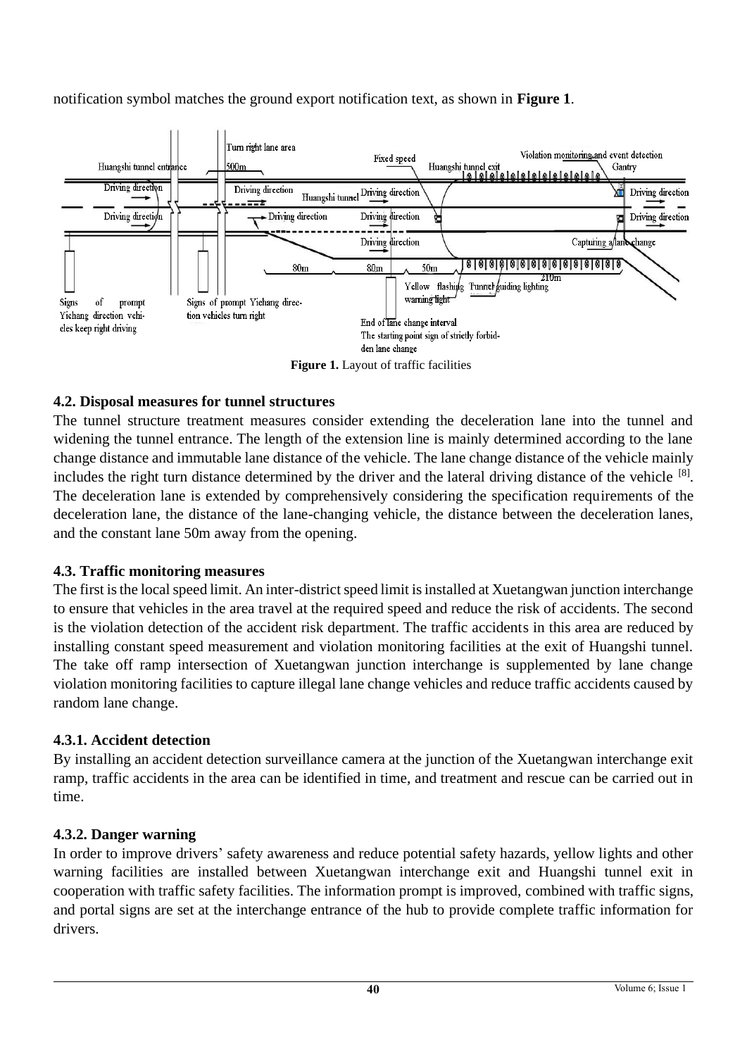notification symbol matches the ground export notification text, as shown in **Figure 1**.

**Figure 1.** Layout of traffic facilities

### 4.2. Disposal measures for tunnel structures

The tunnel structure treatment measures consider extending the deceleration lane into the tunnel and widening the tunnel entrance. The length of the extension line is mainly determined according to the lane change distance and immutable lane distance of the vehicle. The lane change distance of the vehicle mainly includes the right turn distance determined by the driver and the lateral driving distance of the vehicle [8]. The deceleration lane is extended by comprehensively considering the specification requirements of the deceleration lane, the distance of the lane-changing vehicle, the distance between the deceleration lanes, and the constant lane 50m away from the opening.

### 4.3. Traffic monitoring measures

The first is the local speed limit. An inter-district speed limit is installed at Xuetangwan junction interchange to ensure that vehicles in the area travel at the required speed and reduce the risk of accidents. The second is the violation detection of the accident risk department. The traffic accidents in this area are reduced by installing constant speed measurement and violation monitoring facilities at the exit of Huangshi tunnel. The take off ramp intersection of Xuetangwan junction interchange is supplemented by lane change violation monitoring facilities to capture illegal lane change vehicles and reduce traffic accidents caused by random lane change.

#### 4.3.1. Accident detection

By installing an accident detection surveillance camera at the junction of the Xuetangwan interchange exit ramp, traffic accidents in the area can be identified in time, and treatment and rescue can be carried out in time.

#### 4.3.2. Danger warning

In order to improve drivers' safety awareness and reduce potential safety hazards, yellow lights and other warning facilities are installed between Xuetangwan interchange exit and Huangshi tunnel exit in cooperation with traffic safety facilities. The information prompt is improved, combined with traffic signs, and portal signs are set at the interchange entrance of the hub to provide complete traffic information for drivers.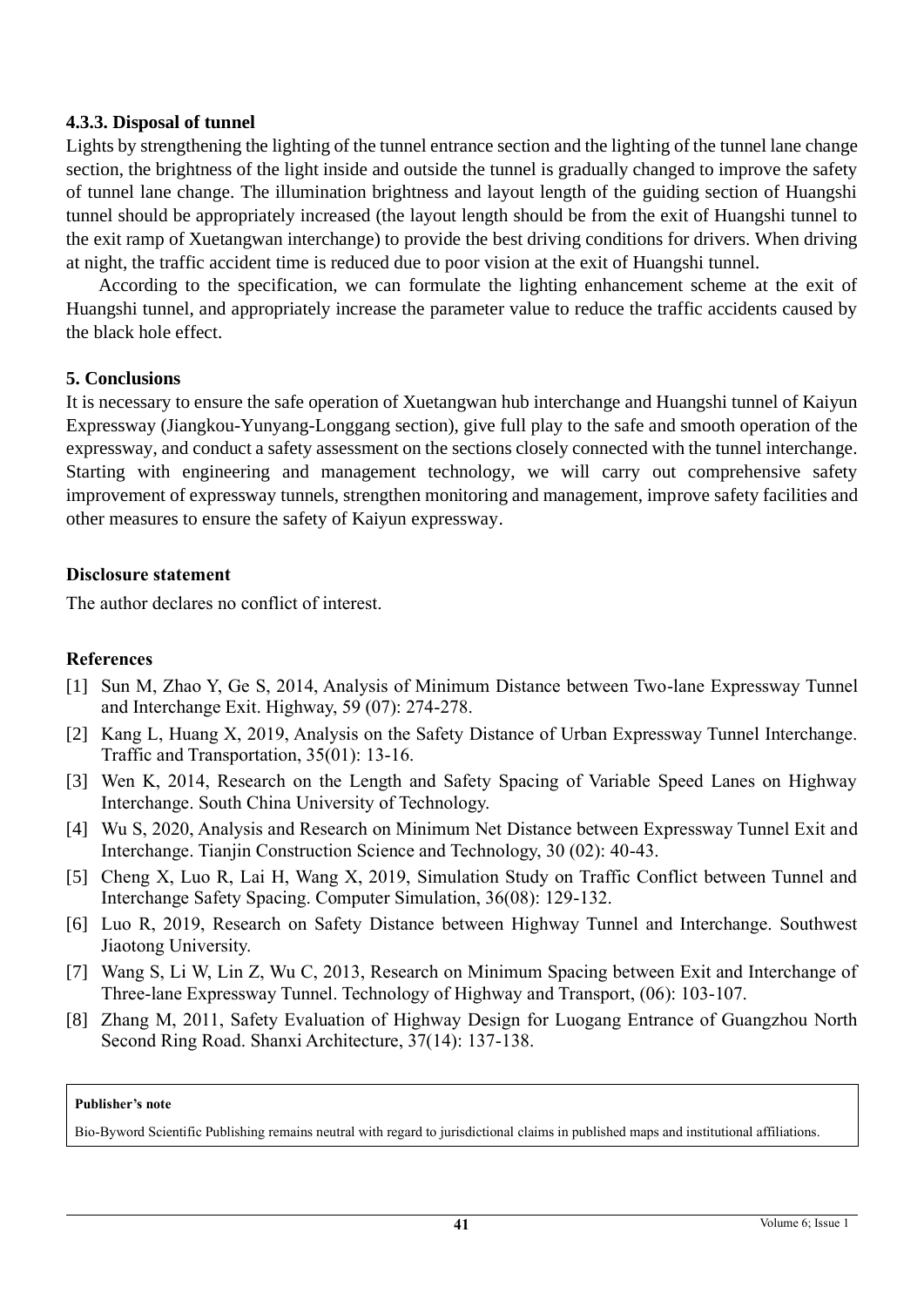#### 4.3.3. Disposal of tunnel

Lights by strengthening the lighting of the tunnel entrance section and the lighting of the tunnel lane change section, the brightness of the light inside and outside the tunnel is gradually changed to improve the safety of tunnel lane change. The illumination brightness and layout length of the guiding section of Huangshi tunnel should be appropriately increased (the layout length should be from the exit of Huangshi tunnel to the exit ramp of Xuetangwan interchange) to provide the best driving conditions for drivers. When driving at night, the traffic accident time is reduced due to poor vision at the exit of Huangshi tunnel.

According to the specification, we can formulate the lighting enhancement scheme at the exit of Huangshi tunnel, and appropriately increase the parameter value to reduce the traffic accidents caused by the black hole effect.

## 5. Conclusions

It is necessary to ensure the safe operation of Xuetangwan hub interchange and Huangshi tunnel of Kaiyun Expressway (Jiangkou-Yunyang-Longgang section), give full play to the safe and smooth operation of the expressway, and conduct a safety assessment on the sections closely connected with the tunnel interchange. Starting with engineering and management technology, we will carry out comprehensive safety improvement of expressway tunnels, strengthen monitoring and management, improve safety facilities and other measures to ensure the safety of Kaiyun expressway.

## Disclosure statement

The author declares no conflict of interest.

## References

[1] Sun M, Zhao Y, Ge S, 2014, Analysis of Minimum Distance between Two-lane Expressway Tunnel and Interchange Exit. Highway, 59 (07): 274-278.

[2] Kang L, Huang X, 2019, Analysis on the Safety Distance of Urban Expressway Tunnel Interchange. Traffic and Transportation, 35(01): 13-16.

[3] Wen K, 2014, Research on the Length and Safety Spacing of Variable Speed Lanes on Highway Interchange. South China University of Technology.

[4] Wu S, 2020, Analysis and Research on Minimum Net Distance between Expressway Tunnel Exit and Interchange. Tianjin Construction Science and Technology, 30 (02): 40-43.

[5] Cheng X, Luo R, Lai H, Wang X, 2019, Simulation Study on Traffic Conflict between Tunnel and Interchange Safety Spacing. Computer Simulation, 36(08): 129-132.

[6] Luo R, 2019, Research on Safety Distance between Highway Tunnel and Interchange. Southwest Jiaotong University.

[7] Wang S, Li W, Lin Z, Wu C, 2013, Research on Minimum Spacing between Exit and Interchange of Three-lane Expressway Tunnel. Technology of Highway and Transport, (06): 103-107.

[8] Zhang M, 2011, Safety Evaluation of Highway Design for Luogang Entrance of Guangzhou North Second Ring Road. Shanxi Architecture, 37(14): 137-138.

**Publisher's note**

Bio-Byword Scientific Publishing remains neutral with regard to jurisdictional claims in published maps and institutional affiliations.